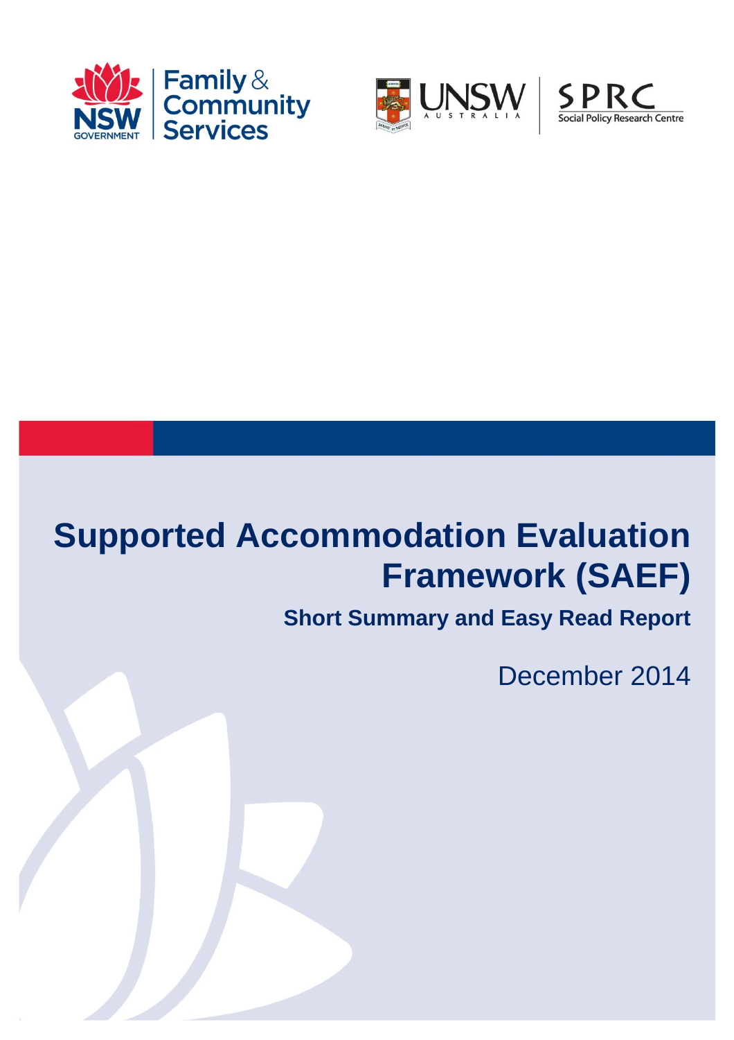Family & Community Services

NSW Government

UNSW Australia

SPRC Social Policy Research Centre

# Supported Accommodation Evaluation Framework (SAEF)

## Short Summary and Easy Read Report

December 2014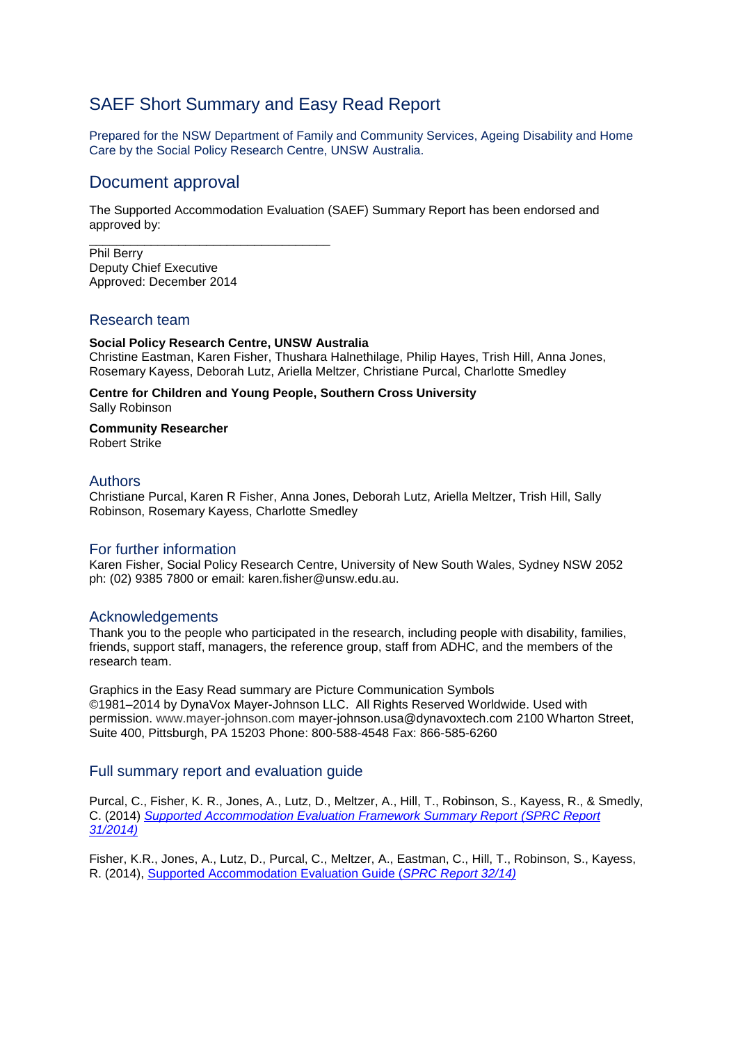# SAEF Short Summary and Easy Read Report

Prepared for the NSW Department of Family and Community Services, Ageing Disability and Home Care by the Social Policy Research Centre, UNSW Australia.

## Document approval

The Supported Accommodation Evaluation (SAEF) Summary Report has been endorsed and approved by:

___________________________________

Phil Berry
Deputy Chief Executive
Approved: December 2014

### Research team

**Social Policy Research Centre, UNSW Australia**
Christine Eastman, Karen Fisher, Thushara Halnethilage, Philip Hayes, Trish Hill, Anna Jones, Rosemary Kayess, Deborah Lutz, Ariella Meltzer, Christiane Purcal, Charlotte Smedley

**Centre for Children and Young People, Southern Cross University**
Sally Robinson

**Community Researcher**
Robert Strike

### Authors

Christiane Purcal, Karen R Fisher, Anna Jones, Deborah Lutz, Ariella Meltzer, Trish Hill, Sally Robinson, Rosemary Kayess, Charlotte Smedley

### For further information

Karen Fisher, Social Policy Research Centre, University of New South Wales, Sydney NSW 2052
ph: (02) 9385 7800 or email: karen.fisher@unsw.edu.au.

### Acknowledgements

Thank you to the people who participated in the research, including people with disability, families, friends, support staff, managers, the reference group, staff from ADHC, and the members of the research team.

Graphics in the Easy Read summary are Picture Communication Symbols ©1981–2014 by DynaVox Mayer-Johnson LLC. All Rights Reserved Worldwide. Used with permission. www.mayer-johnson.com mayer-johnson.usa@dynavoxtech.com 2100 Wharton Street, Suite 400, Pittsburgh, PA 15203 Phone: 800-588-4548 Fax: 866-585-6260

### Full summary report and evaluation guide

Purcal, C., Fisher, K. R., Jones, A., Lutz, D., Meltzer, A., Hill, T., Robinson, S., Kayess, R., & Smedly, C. (2014) *Supported Accommodation Evaluation Framework Summary Report (SPRC Report 31/2014)*

Fisher, K.R., Jones, A., Lutz, D., Purcal, C., Meltzer, A., Eastman, C., Hill, T., Robinson, S., Kayess, R. (2014), Supported Accommodation Evaluation Guide (*SPRC Report 32/14)*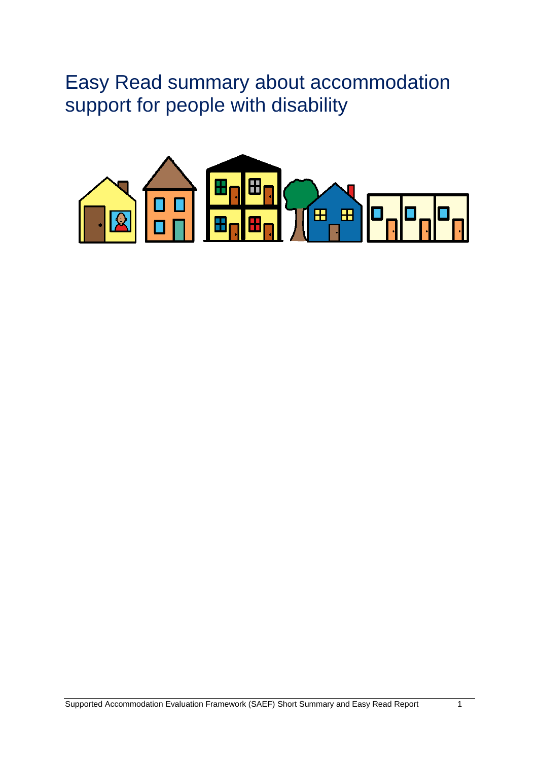# Easy Read summary about accommodation support for people with disability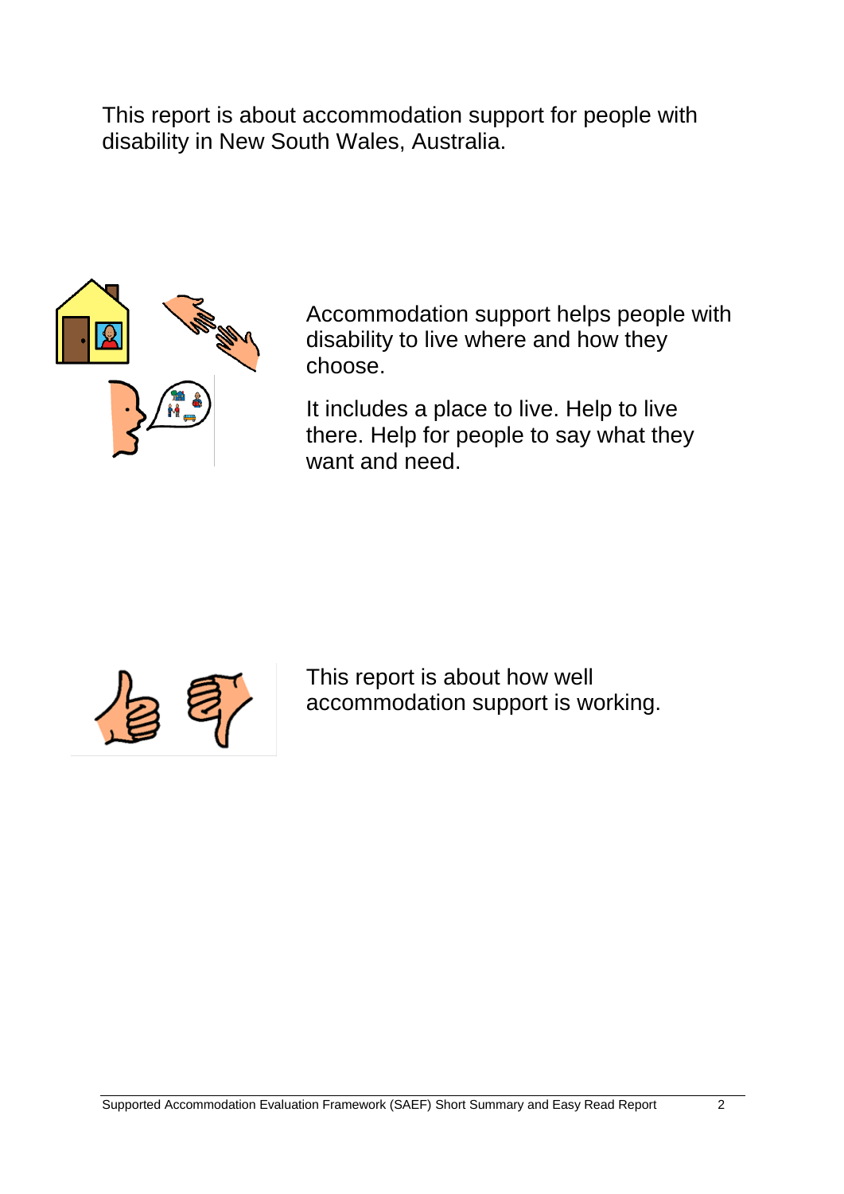This report is about accommodation support for people with disability in New South Wales, Australia.

Accommodation support helps people with disability to live where and how they choose.

It includes a place to live. Help to live there. Help for people to say what they want and need.

This report is about how well accommodation support is working.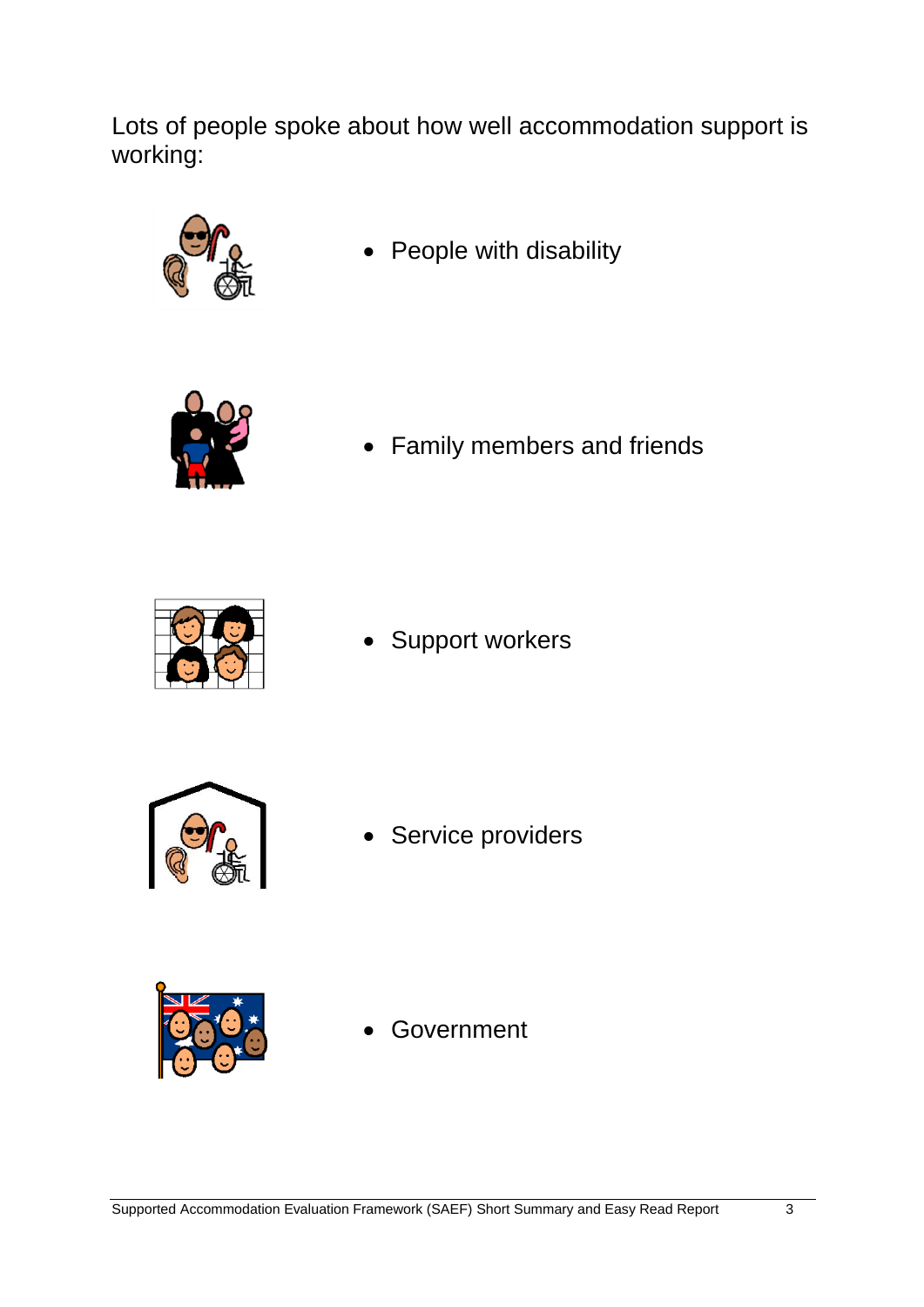Lots of people spoke about how well accommodation support is working:

- People with disability
- Family members and friends
- Support workers
- Service providers
- Government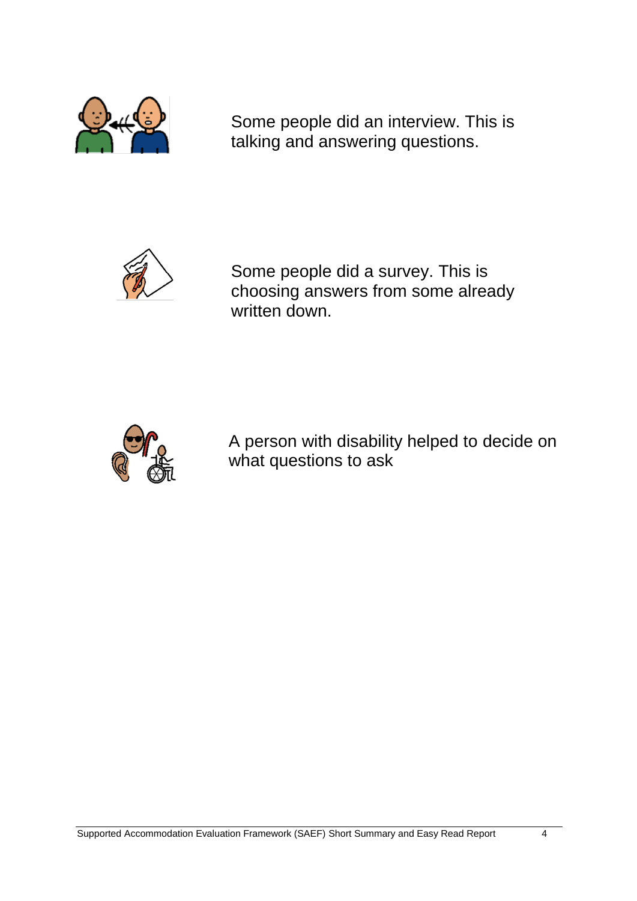Some people did an interview. This is talking and answering questions.

Some people did a survey. This is choosing answers from some already written down.

A person with disability helped to decide on what questions to ask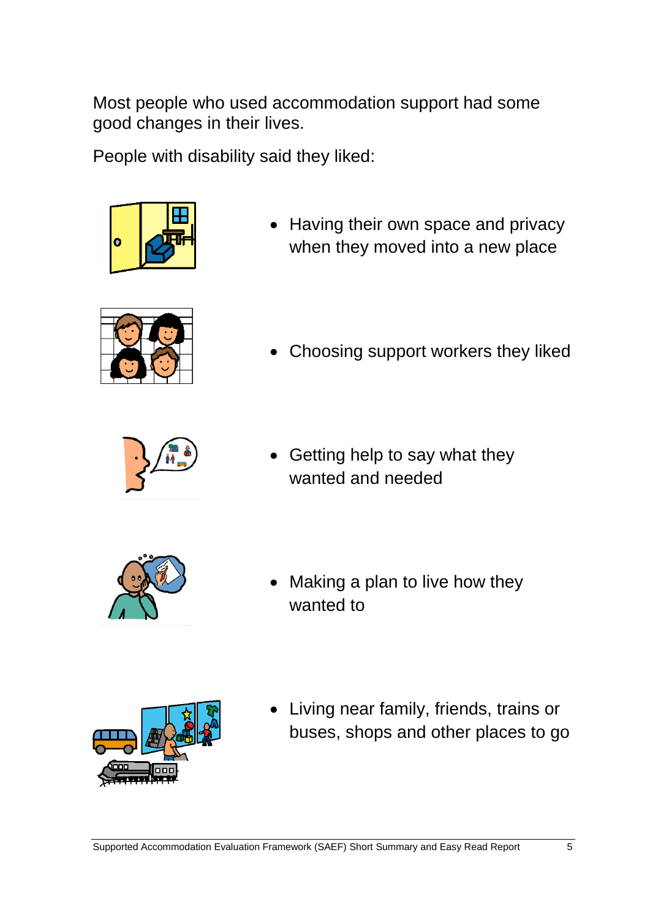Most people who used accommodation support had some good changes in their lives.

People with disability said they liked:

- Having their own space and privacy when they moved into a new place
- Choosing support workers they liked
- Getting help to say what they wanted and needed
- Making a plan to live how they wanted to
- Living near family, friends, trains or buses, shops and other places to go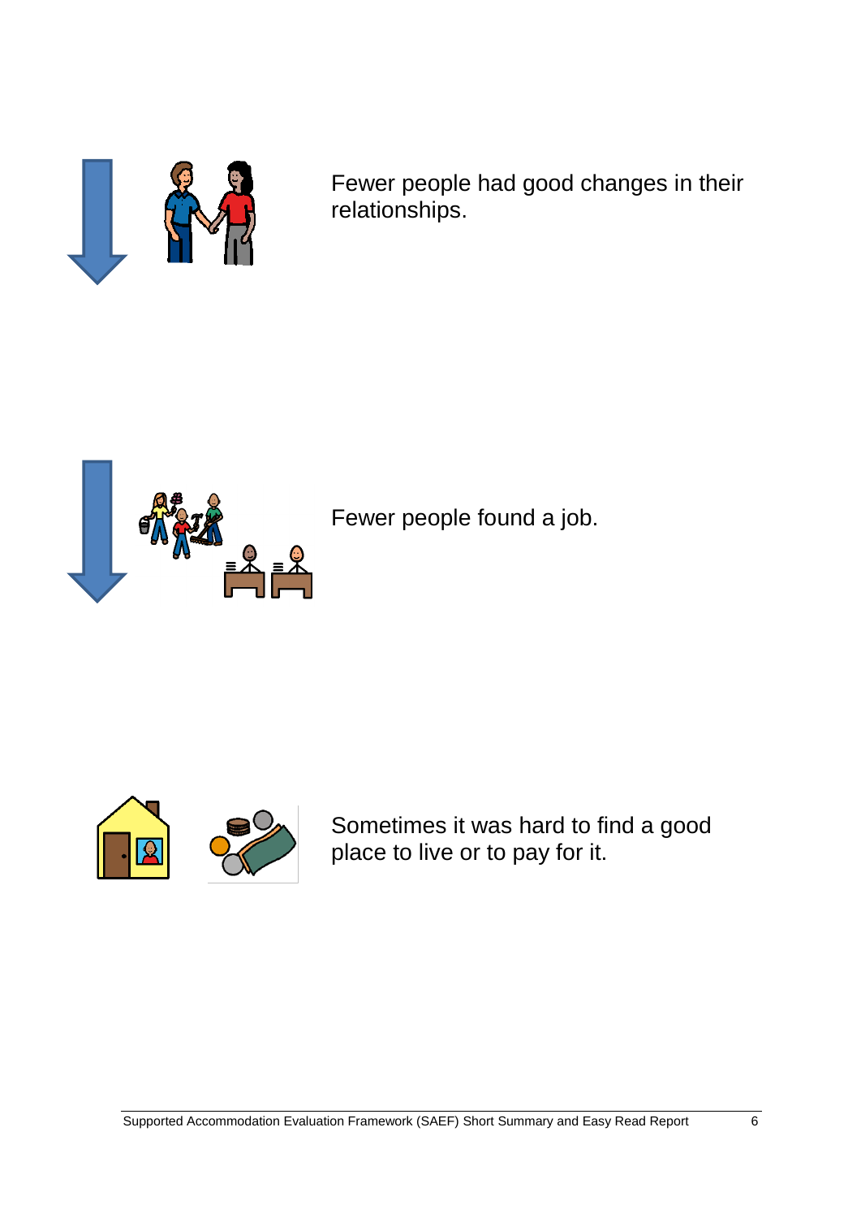Fewer people had good changes in their relationships.

Fewer people found a job.

Sometimes it was hard to find a good place to live or to pay for it.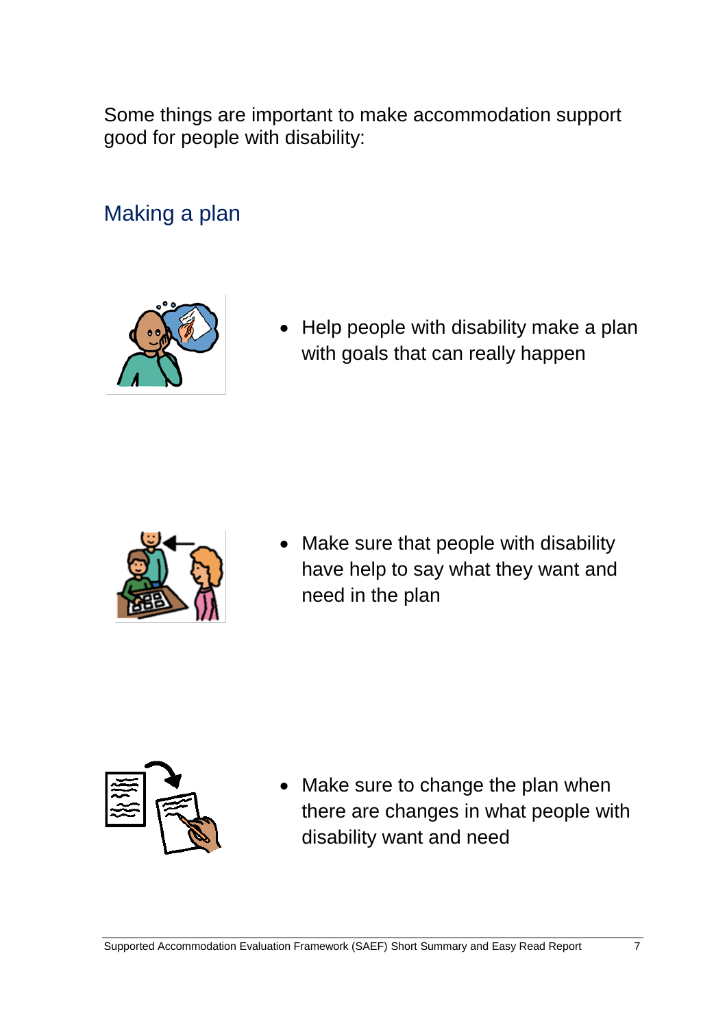Some things are important to make accommodation support good for people with disability:

## Making a plan

- Help people with disability make a plan with goals that can really happen

- Make sure that people with disability have help to say what they want and need in the plan

- Make sure to change the plan when there are changes in what people with disability want and need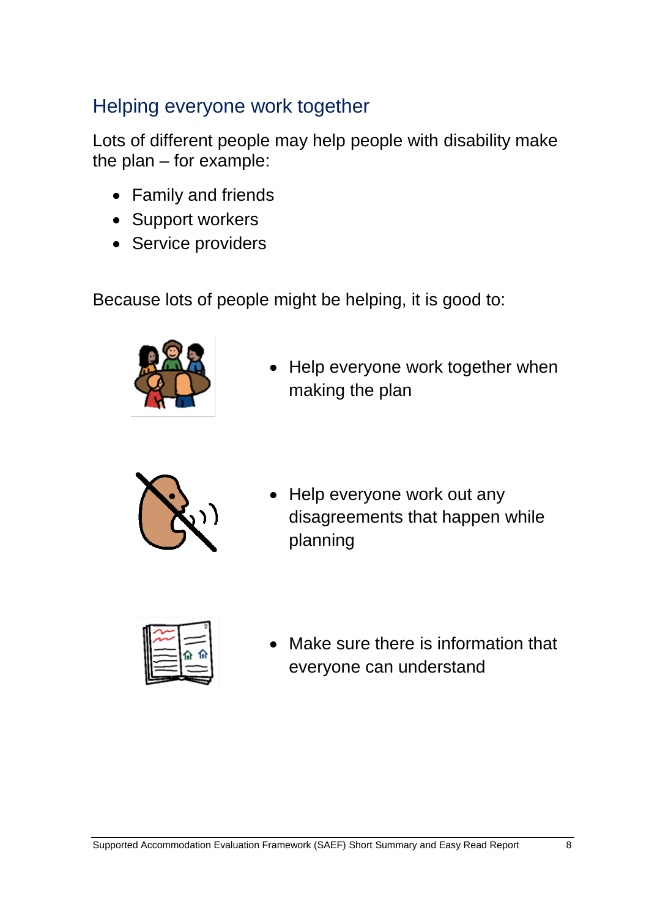## Helping everyone work together

Lots of different people may help people with disability make the plan – for example:

- Family and friends
- Support workers
- Service providers

Because lots of people might be helping, it is good to:

- Help everyone work together when making the plan
- Help everyone work out any disagreements that happen while planning
- Make sure there is information that everyone can understand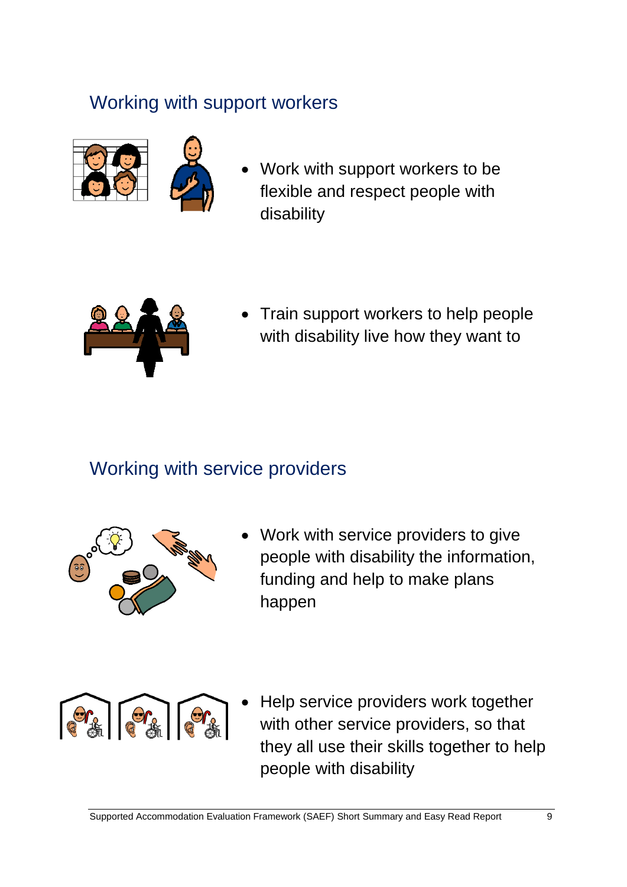## Working with support workers

- Work with support workers to be flexible and respect people with disability

- Train support workers to help people with disability live how they want to

## Working with service providers

- Work with service providers to give people with disability the information, funding and help to make plans happen

- Help service providers work together with other service providers, so that they all use their skills together to help people with disability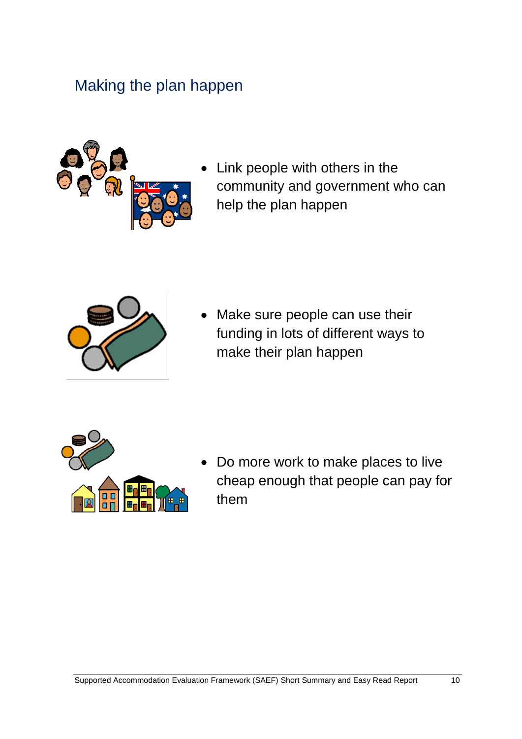## Making the plan happen

- Link people with others in the community and government who can help the plan happen

- Make sure people can use their funding in lots of different ways to make their plan happen

- Do more work to make places to live cheap enough that people can pay for them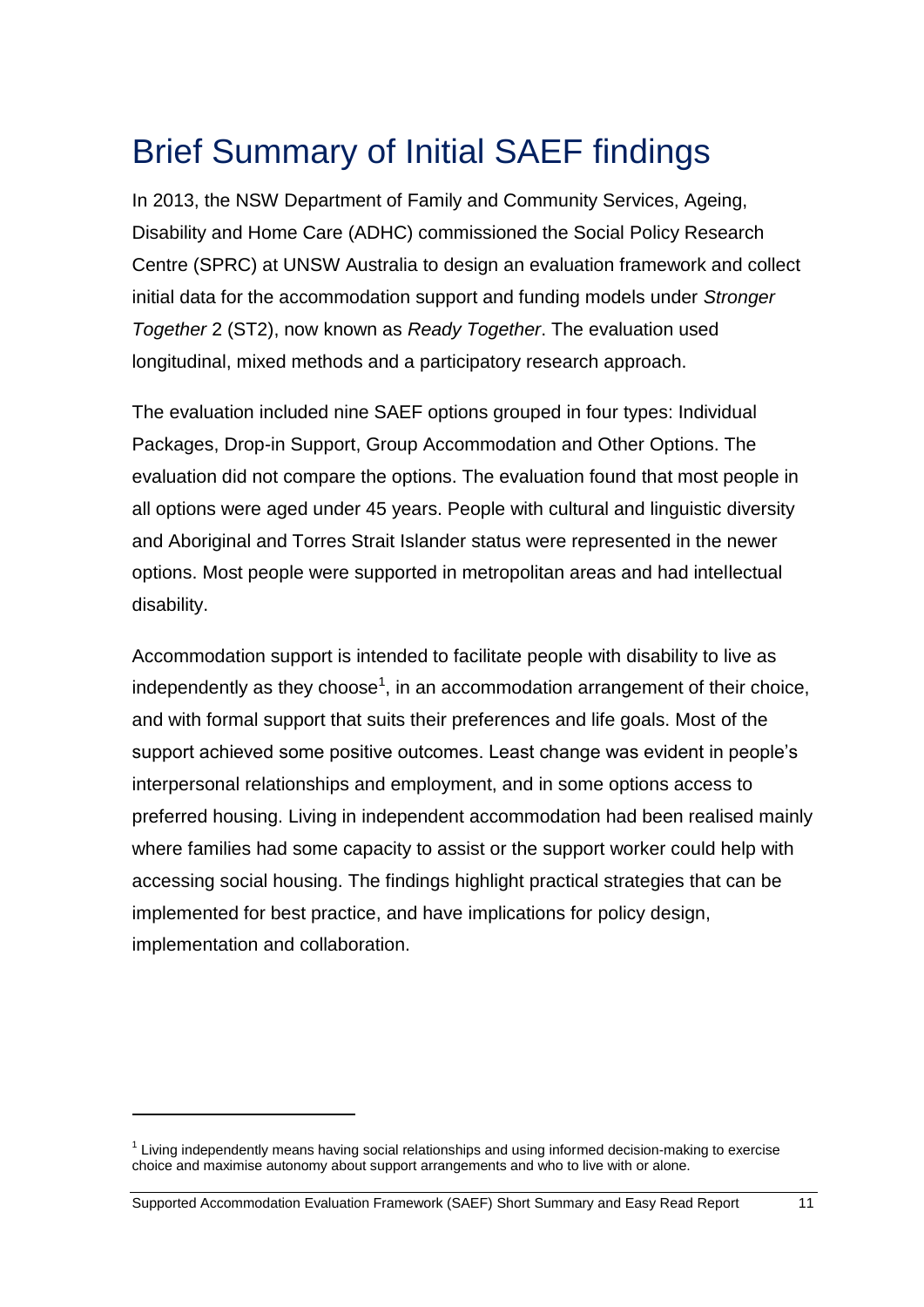# Brief Summary of Initial SAEF findings

In 2013, the NSW Department of Family and Community Services, Ageing, Disability and Home Care (ADHC) commissioned the Social Policy Research Centre (SPRC) at UNSW Australia to design an evaluation framework and collect initial data for the accommodation support and funding models under *Stronger Together* 2 (ST2), now known as *Ready Together*. The evaluation used longitudinal, mixed methods and a participatory research approach.

The evaluation included nine SAEF options grouped in four types: Individual Packages, Drop-in Support, Group Accommodation and Other Options. The evaluation did not compare the options. The evaluation found that most people in all options were aged under 45 years. People with cultural and linguistic diversity and Aboriginal and Torres Strait Islander status were represented in the newer options. Most people were supported in metropolitan areas and had intellectual disability.

Accommodation support is intended to facilitate people with disability to live as independently as they choose[1], in an accommodation arrangement of their choice, and with formal support that suits their preferences and life goals. Most of the support achieved some positive outcomes. Least change was evident in people's interpersonal relationships and employment, and in some options access to preferred housing. Living in independent accommodation had been realised mainly where families had some capacity to assist or the support worker could help with accessing social housing. The findings highlight practical strategies that can be implemented for best practice, and have implications for policy design, implementation and collaboration.

[1] Living independently means having social relationships and using informed decision-making to exercise choice and maximise autonomy about support arrangements and who to live with or alone.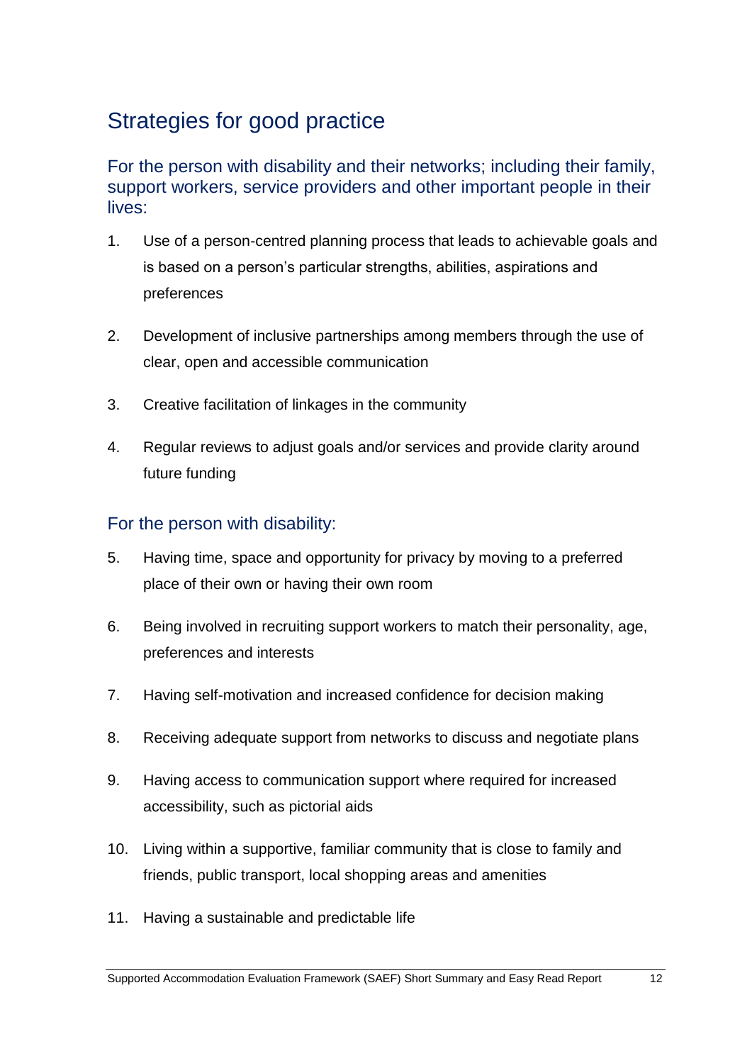## Strategies for good practice

### For the person with disability and their networks; including their family, support workers, service providers and other important people in their lives:

1. Use of a person-centred planning process that leads to achievable goals and is based on a person's particular strengths, abilities, aspirations and preferences
2. Development of inclusive partnerships among members through the use of clear, open and accessible communication
3. Creative facilitation of linkages in the community
4. Regular reviews to adjust goals and/or services and provide clarity around future funding

### For the person with disability:

5. Having time, space and opportunity for privacy by moving to a preferred place of their own or having their own room
6. Being involved in recruiting support workers to match their personality, age, preferences and interests
7. Having self-motivation and increased confidence for decision making
8. Receiving adequate support from networks to discuss and negotiate plans
9. Having access to communication support where required for increased accessibility, such as pictorial aids
10. Living within a supportive, familiar community that is close to family and friends, public transport, local shopping areas and amenities
11. Having a sustainable and predictable life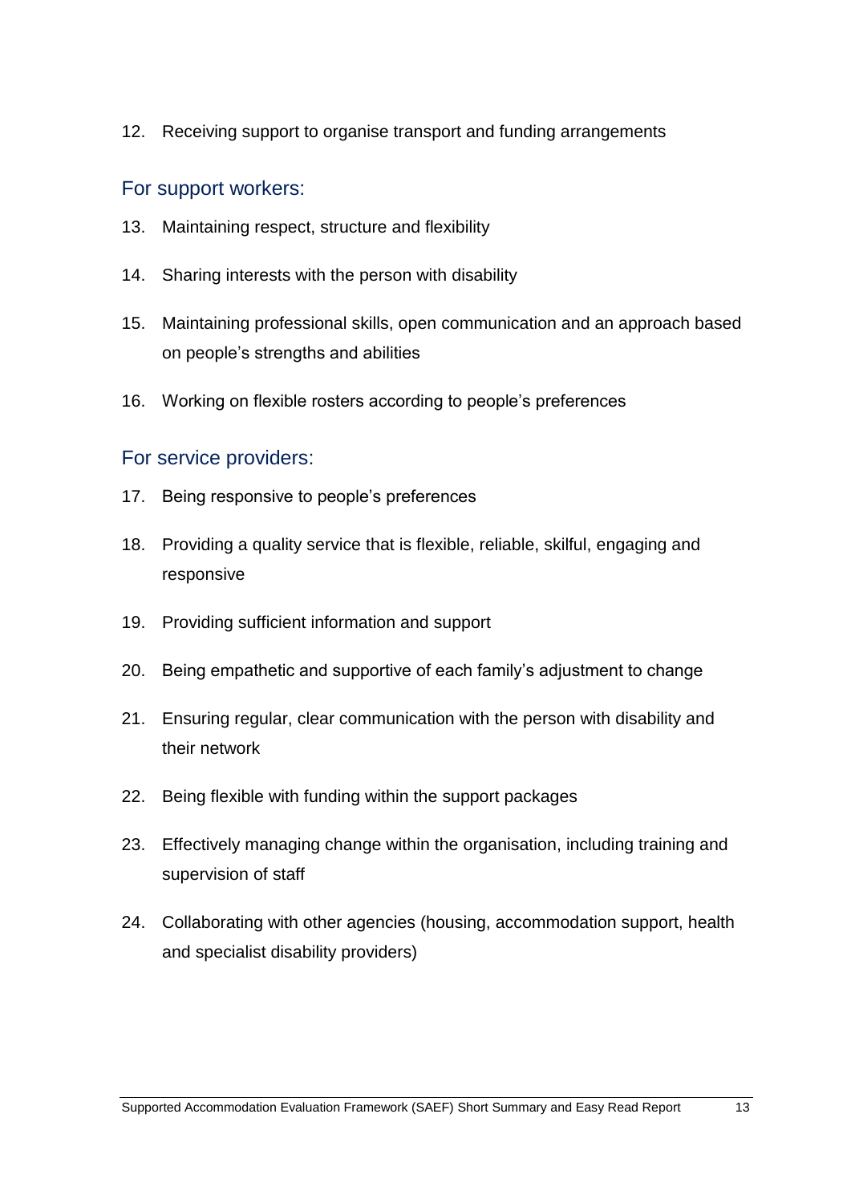12. Receiving support to organise transport and funding arrangements

### For support workers:

13. Maintaining respect, structure and flexibility
14. Sharing interests with the person with disability
15. Maintaining professional skills, open communication and an approach based on people's strengths and abilities
16. Working on flexible rosters according to people's preferences

### For service providers:

17. Being responsive to people's preferences
18. Providing a quality service that is flexible, reliable, skilful, engaging and responsive
19. Providing sufficient information and support
20. Being empathetic and supportive of each family's adjustment to change
21. Ensuring regular, clear communication with the person with disability and their network
22. Being flexible with funding within the support packages
23. Effectively managing change within the organisation, including training and supervision of staff
24. Collaborating with other agencies (housing, accommodation support, health and specialist disability providers)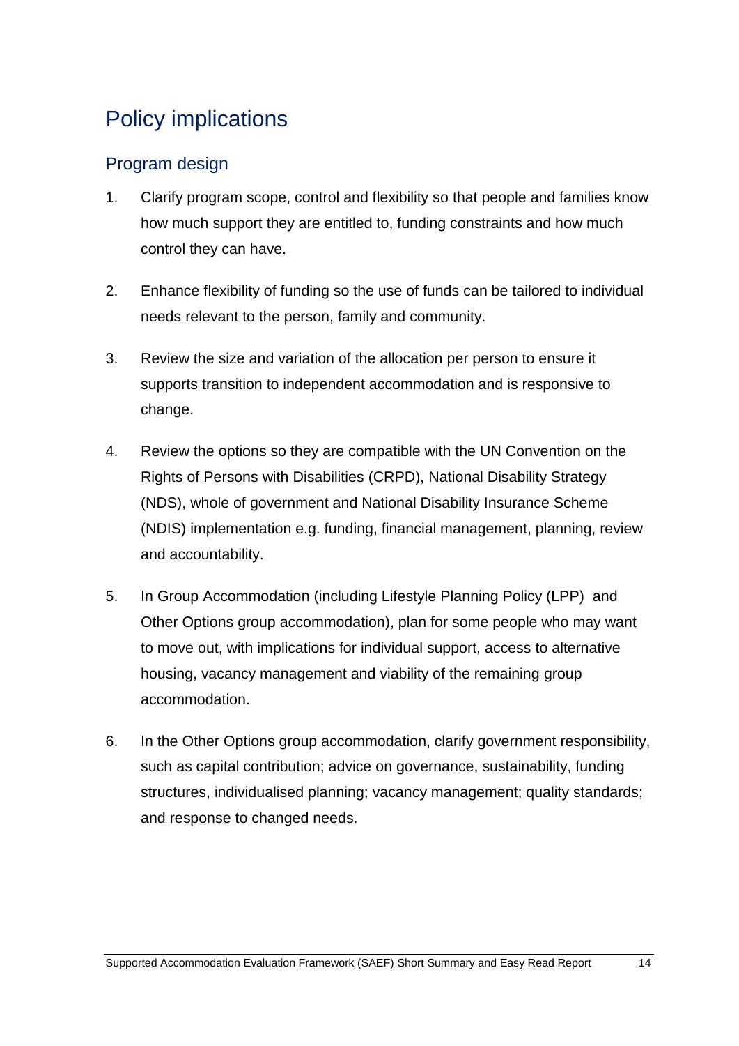# Policy implications

## Program design

1. Clarify program scope, control and flexibility so that people and families know how much support they are entitled to, funding constraints and how much control they can have.

2. Enhance flexibility of funding so the use of funds can be tailored to individual needs relevant to the person, family and community.

3. Review the size and variation of the allocation per person to ensure it supports transition to independent accommodation and is responsive to change.

4. Review the options so they are compatible with the UN Convention on the Rights of Persons with Disabilities (CRPD), National Disability Strategy (NDS), whole of government and National Disability Insurance Scheme (NDIS) implementation e.g. funding, financial management, planning, review and accountability.

5. In Group Accommodation (including Lifestyle Planning Policy (LPP) and Other Options group accommodation), plan for some people who may want to move out, with implications for individual support, access to alternative housing, vacancy management and viability of the remaining group accommodation.

6. In the Other Options group accommodation, clarify government responsibility, such as capital contribution; advice on governance, sustainability, funding structures, individualised planning; vacancy management; quality standards; and response to changed needs.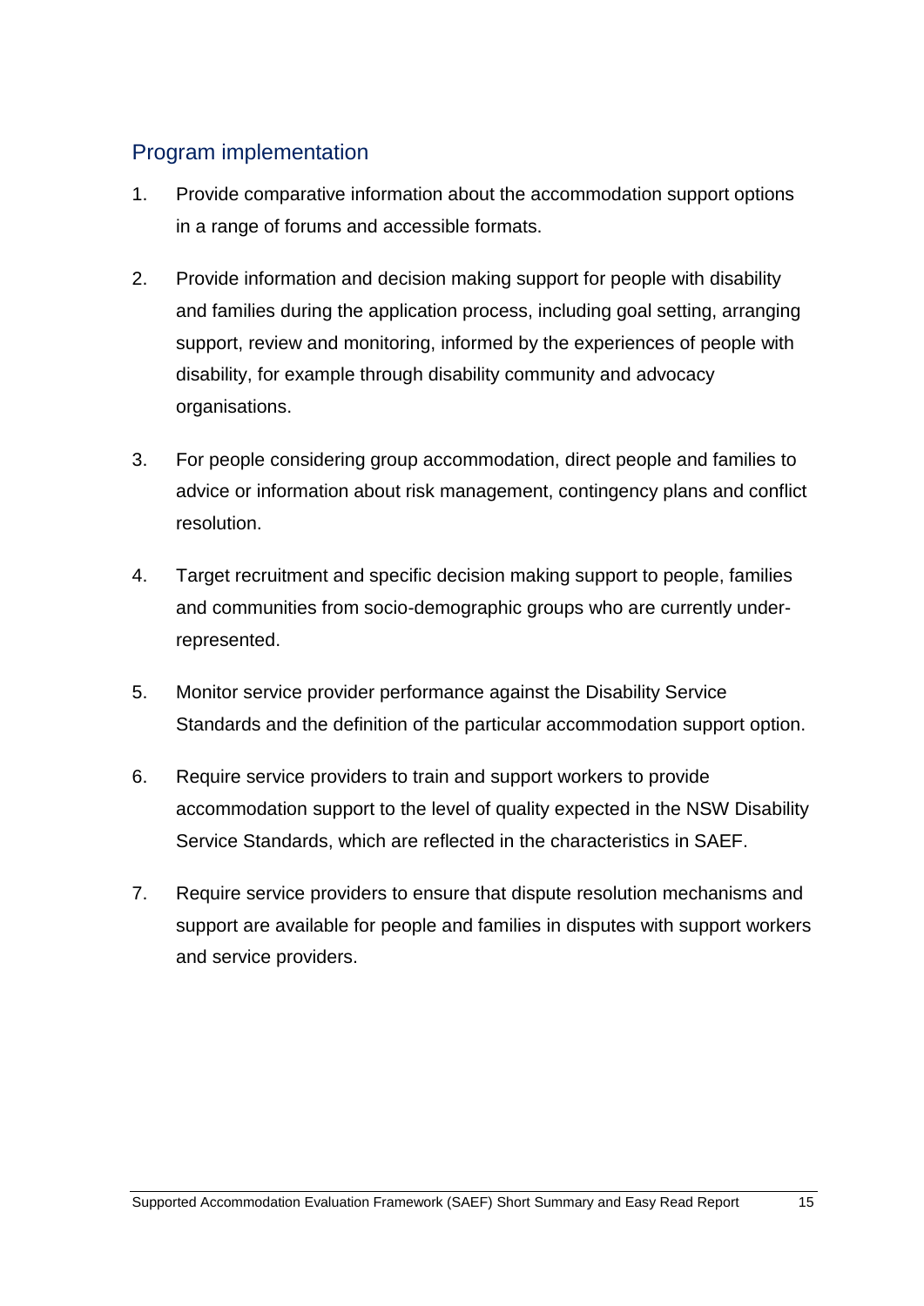## Program implementation

1. Provide comparative information about the accommodation support options in a range of forums and accessible formats.
2. Provide information and decision making support for people with disability and families during the application process, including goal setting, arranging support, review and monitoring, informed by the experiences of people with disability, for example through disability community and advocacy organisations.
3. For people considering group accommodation, direct people and families to advice or information about risk management, contingency plans and conflict resolution.
4. Target recruitment and specific decision making support to people, families and communities from socio-demographic groups who are currently under-represented.
5. Monitor service provider performance against the Disability Service Standards and the definition of the particular accommodation support option.
6. Require service providers to train and support workers to provide accommodation support to the level of quality expected in the NSW Disability Service Standards, which are reflected in the characteristics in SAEF.
7. Require service providers to ensure that dispute resolution mechanisms and support are available for people and families in disputes with support workers and service providers.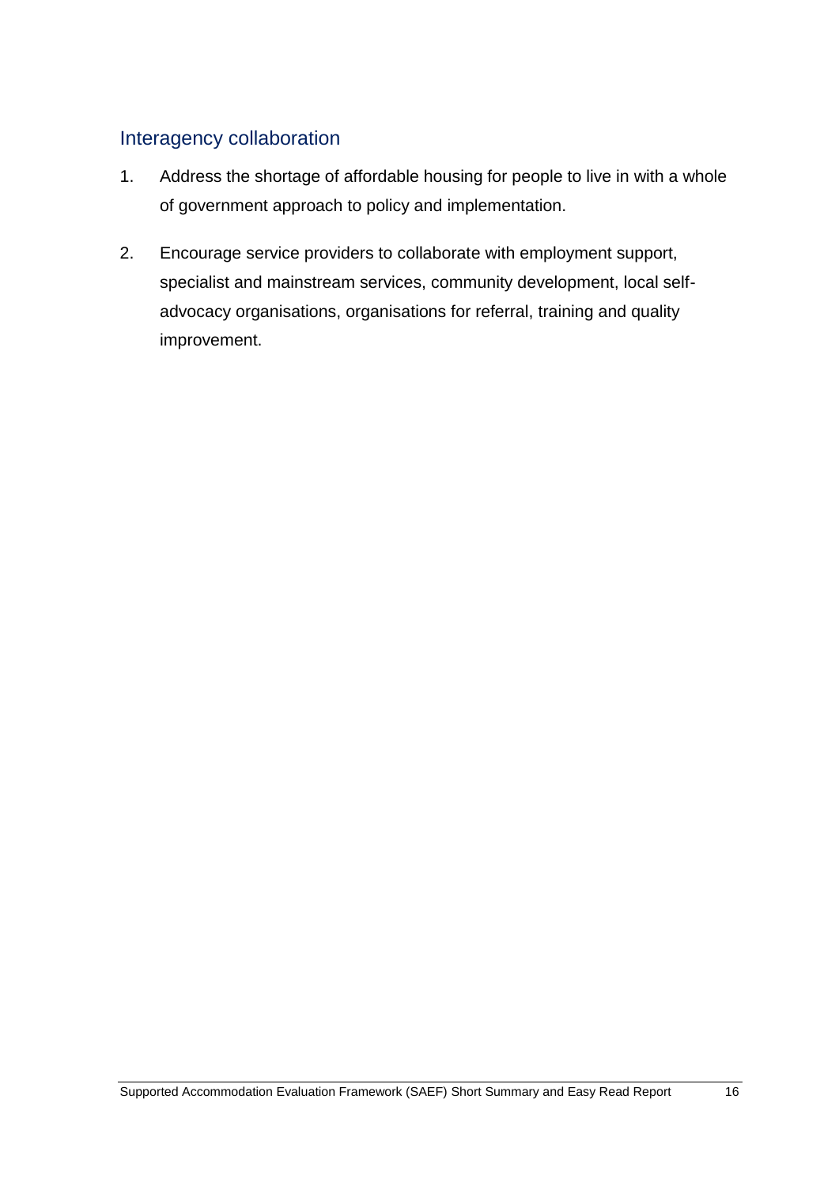## Interagency collaboration

1. Address the shortage of affordable housing for people to live in with a whole of government approach to policy and implementation.
2. Encourage service providers to collaborate with employment support, specialist and mainstream services, community development, local self-advocacy organisations, organisations for referral, training and quality improvement.